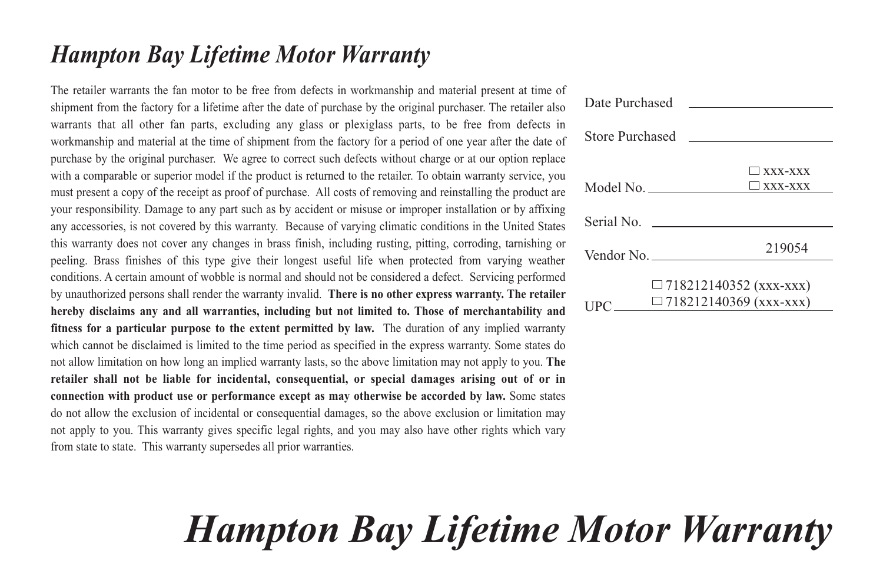# *Hampton Bay Lifetime Motor Warranty*

The retailer warrants the fan motor to be free from defects in workmanship and material present at time of shipment from the factory for a lifetime after the date of purchase by the original purchaser. The retailer also warrants that all other fan parts, excluding any glass or plexiglass parts, to be free from defects in workmanship and material at the time of shipment from the factory for a period of one year after the date of purchase by the original purchaser. We agree to correct such defects without charge or at our option replace with a comparable or superior model if the product is returned to the retailer. To obtain warranty service, you must present a copy of the receipt as proof of purchase. All costs of removing and reinstalling the product are your responsibility. Damage to any part such as by accident or misuse or improper installation or by affixing any accessories, is not covered by this warranty. Because of varying climatic conditions in the United States this warranty does not cover any changes in brass finish, including rusting, pitting, corroding, tarnishing or peeling. Brass finishes of this type give their longest useful life when protected from varying weather conditions. A certain amount of wobble is normal and should not be considered a defect. Servicing performed by unauthorized persons shall render the warranty invalid. **There is no other express warranty. The retailer hereby disclaims any and all warranties, including but not limited to. Those of merchantability and fitness for a particular purpose to the extent permitted by law.** The duration of any implied warranty which cannot be disclaimed is limited to the time period as specified in the express warranty. Some states do not allow limitation on how long an implied warranty lasts, so the above limitation may not apply to you. **The retailer shall not be liable for incidental, consequential, or special damages arising out of or in connection with product use or performance except as may otherwise be accorded by law.** Some states do not allow the exclusion of incidental or consequential damages, so the above exclusion or limitation may not apply to you. This warranty gives specific legal rights, and you may also have other rights which vary from state to state. This warranty supersedes all prior warranties.

Date Purchased \_\_\_\_\_\_\_\_\_\_\_\_\_\_\_\_

Store Purchased \_\_\_\_\_\_\_\_\_\_\_\_\_\_\_\_

Model No. \_\_\_\_\_\_\_\_ ☐ xxx-xxx ☐ xxx-xxx

Serial No. \_\_\_\_\_\_\_\_\_\_\_\_\_\_\_\_

Vendor No. 219054

UPC ☐ 718212140352 (xxx-xxx) ☐ 718212140369 (xxx-xxx)

# *Hampton Bay Lifetime Motor Warranty*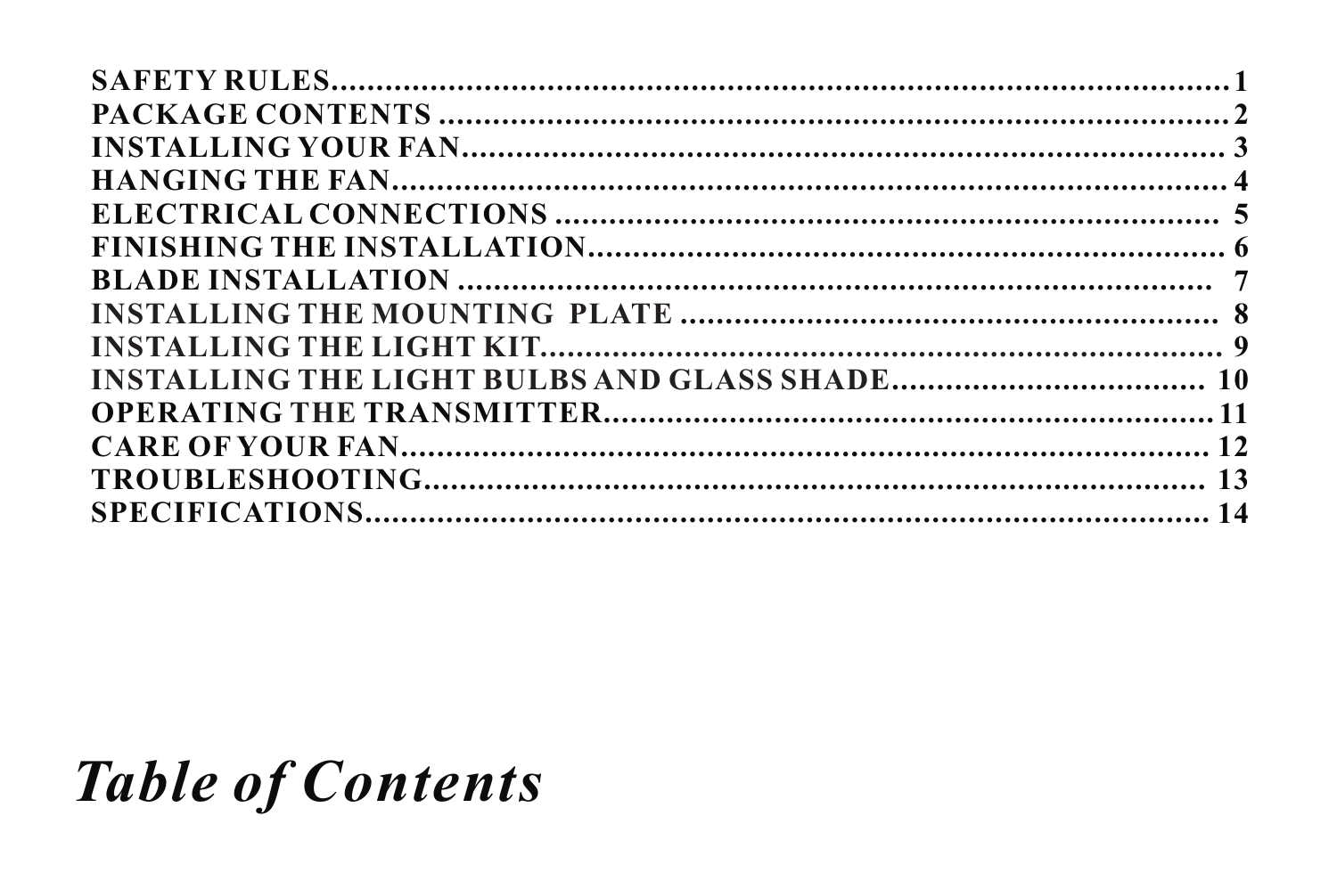# *Table of Contents*

SAFETY RULES........................................................................................1
PACKAGE CONTENTS ............................................................................2
INSTALLING YOUR FAN........................................................................ 3
HANGING THE FAN................................................................................ 4
ELECTRICAL CONNECTIONS ............................................................. 5
FINISHING THE INSTALLATION......................................................... 6
BLADE INSTALLATION ......................................................................... 7
INSTALLING THE MOUNTING PLATE ................................................ 8
INSTALLING THE LIGHT KIT............................................................... 9
INSTALLING THE LIGHT BULBS AND GLASS SHADE..................................... 10
OPERATING THE TRANSMITTER.......................................................11
CARE OF YOUR FAN............................................................................. 12
TROUBLESHOOTING........................................................................... 13
SPECIFICATIONS.................................................................................. 14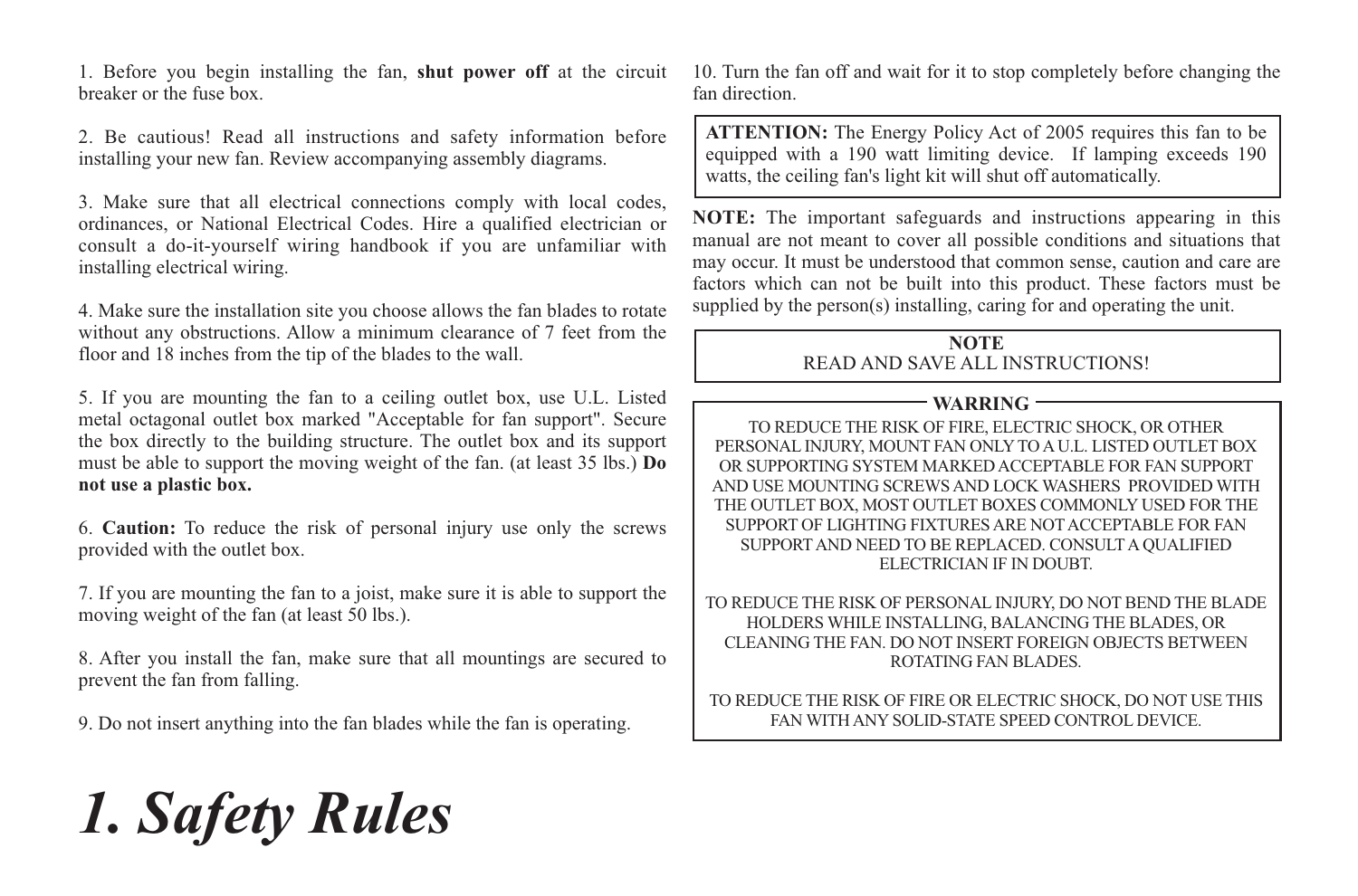# 1. Safety Rules

1. Before you begin installing the fan, **shut power off** at the circuit breaker or the fuse box.

2. Be cautious! Read all instructions and safety information before installing your new fan. Review accompanying assembly diagrams.

3. Make sure that all electrical connections comply with local codes, ordinances, or National Electrical Codes. Hire a qualified electrician or consult a do-it-yourself wiring handbook if you are unfamiliar with installing electrical wiring.

4. Make sure the installation site you choose allows the fan blades to rotate without any obstructions. Allow a minimum clearance of 7 feet from the floor and 18 inches from the tip of the blades to the wall.

5. If you are mounting the fan to a ceiling outlet box, use U.L. Listed metal octagonal outlet box marked "Acceptable for fan support". Secure the box directly to the building structure. The outlet box and its support must be able to support the moving weight of the fan. (at least 35 lbs.) **Do not use a plastic box.**

6. **Caution:** To reduce the risk of personal injury use only the screws provided with the outlet box.

7. If you are mounting the fan to a joist, make sure it is able to support the moving weight of the fan (at least 50 lbs.).

8. After you install the fan, make sure that all mountings are secured to prevent the fan from falling.

9. Do not insert anything into the fan blades while the fan is operating.

10. Turn the fan off and wait for it to stop completely before changing the fan direction.

**ATTENTION:** The Energy Policy Act of 2005 requires this fan to be equipped with a 190 watt limiting device. If lamping exceeds 190 watts, the ceiling fan's light kit will shut off automatically.

**NOTE:** The important safeguards and instructions appearing in this manual are not meant to cover all possible conditions and situations that may occur. It must be understood that common sense, caution and care are factors which can not be built into this product. These factors must be supplied by the person(s) installing, caring for and operating the unit.

**NOTE**

READ AND SAVE ALL INSTRUCTIONS!

**WARRING**

TO REDUCE THE RISK OF FIRE, ELECTRIC SHOCK, OR OTHER PERSONAL INJURY, MOUNT FAN ONLY TO A U.L. LISTED OUTLET BOX OR SUPPORTING SYSTEM MARKED ACCEPTABLE FOR FAN SUPPORT AND USE MOUNTING SCREWS AND LOCK WASHERS PROVIDED WITH THE OUTLET BOX, MOST OUTLET BOXES COMMONLY USED FOR THE SUPPORT OF LIGHTING FIXTURES ARE NOT ACCEPTABLE FOR FAN SUPPORT AND NEED TO BE REPLACED. CONSULT A QUALIFIED ELECTRICIAN IF IN DOUBT.

TO REDUCE THE RISK OF PERSONAL INJURY, DO NOT BEND THE BLADE HOLDERS WHILE INSTALLING, BALANCING THE BLADES, OR CLEANING THE FAN. DO NOT INSERT FOREIGN OBJECTS BETWEEN ROTATING FAN BLADES.

TO REDUCE THE RISK OF FIRE OR ELECTRIC SHOCK, DO NOT USE THIS FAN WITH ANY SOLID-STATE SPEED CONTROL DEVICE.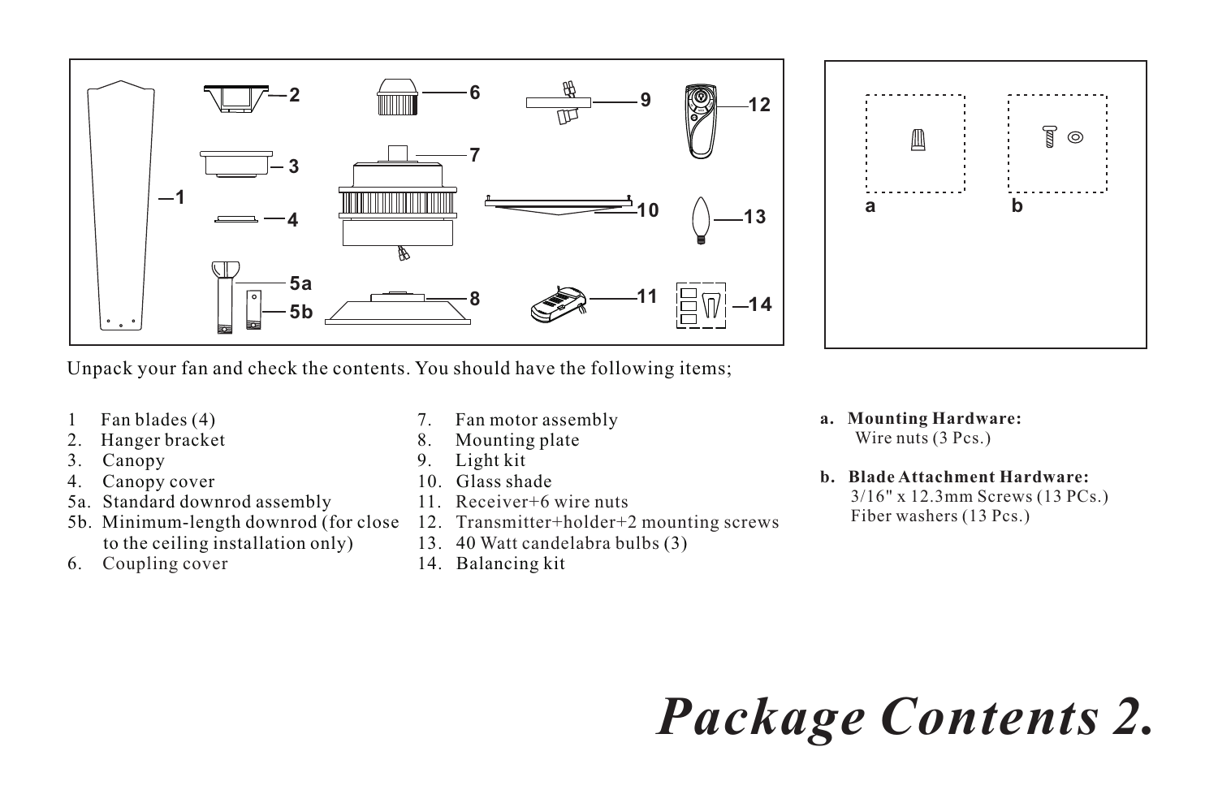Unpack your fan and check the contents. You should have the following items;

1. Fan blades (4)
2. Hanger bracket
3. Canopy
4. Canopy cover
5a. Standard downrod assembly
5b. Minimum-length downrod (for close to the ceiling installation only)
6. Coupling cover
7. Fan motor assembly
8. Mounting plate
9. Light kit
10. Glass shade
11. Receiver+6 wire nuts
12. Transmitter+holder+2 mounting screws
13. 40 Watt candelabra bulbs (3)
14. Balancing kit

**a. Mounting Hardware:**
Wire nuts (3 Pcs.)

**b. Blade Attachment Hardware:**
3/16" x 12.3mm Screws (13 PCs.)
Fiber washers (13 Pcs.)

# *Package Contents 2.*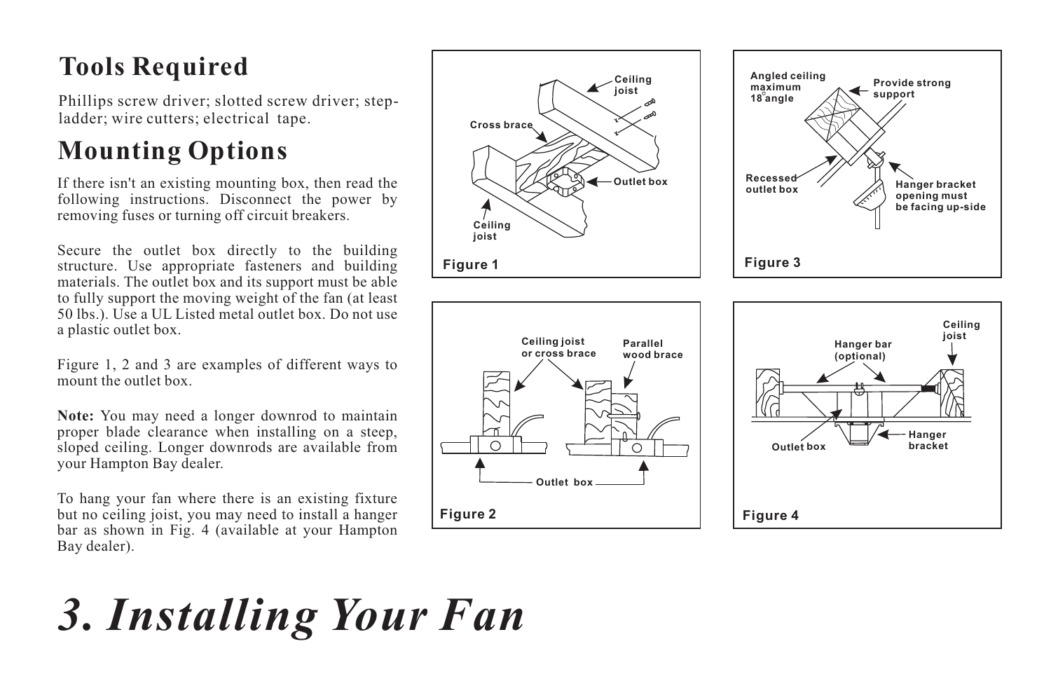## Tools Required

Phillips screw driver; slotted screw driver; step-ladder; wire cutters; electrical tape.

## Mounting Options

If there isn't an existing mounting box, then read the following instructions. Disconnect the power by removing fuses or turning off circuit breakers.

Secure the outlet box directly to the building structure. Use appropriate fasteners and building materials. The outlet box and its support must be able to fully support the moving weight of the fan (at least 50 lbs.). Use a UL Listed metal outlet box. Do not use a plastic outlet box.

Figure 1, 2 and 3 are examples of different ways to mount the outlet box.

**Note:** You may need a longer downrod to maintain proper blade clearance when installing on a steep, sloped ceiling. Longer downrods are available from your Hampton Bay dealer.

To hang your fan where there is an existing fixture but no ceiling joist, you may need to install a hanger bar as shown in Fig. 4 (available at your Hampton Bay dealer).

Ceiling joist
Cross brace
Outlet box
Ceiling joist

Figure 1

Angled ceiling maximum 18° angle
Provide strong support
Recessed outlet box
Hanger bracket opening must be facing up-side

Figure 3

Ceiling joist or cross brace
Parallel wood brace
Outlet box

Figure 2

Ceiling joist
Hanger bar (optional)
Outlet box
Hanger bracket

Figure 4

# *3. Installing Your Fan*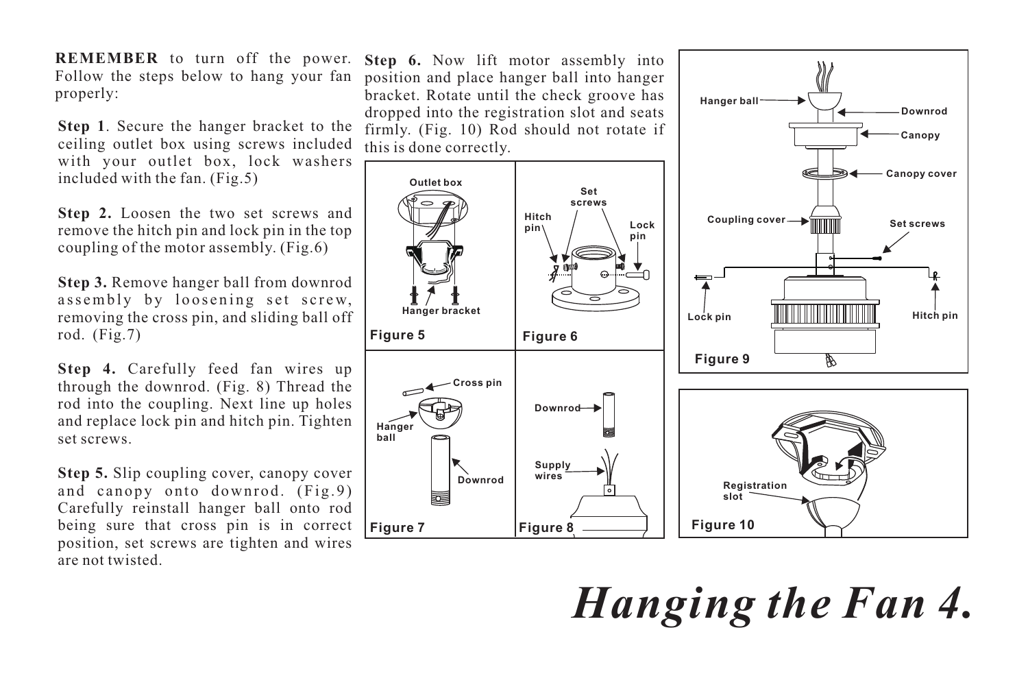# *Hanging the Fan 4.*

**REMEMBER** to turn off the power. Follow the steps below to hang your fan properly:

**Step 1**. Secure the hanger bracket to the ceiling outlet box using screws included with your outlet box, lock washers included with the fan. (Fig.5)

**Step 2.** Loosen the two set screws and remove the hitch pin and lock pin in the top coupling of the motor assembly. (Fig.6)

**Step 3.** Remove hanger ball from downrod assembly by loosening set screw, removing the cross pin, and sliding ball off rod. (Fig.7)

**Step 4.** Carefully feed fan wires up through the downrod. (Fig. 8) Thread the rod into the coupling. Next line up holes and replace lock pin and hitch pin. Tighten set screws.

**Step 5.** Slip coupling cover, canopy cover and canopy onto downrod. (Fig.9) Carefully reinstall hanger ball onto rod being sure that cross pin is in correct position, set screws are tighten and wires are not twisted.

**Step 6.** Now lift motor assembly into position and place hanger ball into hanger bracket. Rotate until the check groove has dropped into the registration slot and seats firmly. (Fig. 10) Rod should not rotate if this is done correctly.

Outlet box, Hanger bracket

Figure 5

Set screws, Hitch pin, Lock pin

Figure 6

Cross pin, Hanger ball, Downrod

Figure 7

Downrod, Supply wires

Figure 8

Hanger ball, Downrod, Canopy, Canopy cover, Coupling cover, Set screws, Lock pin, Hitch pin

Figure 9

Registration slot

Figure 10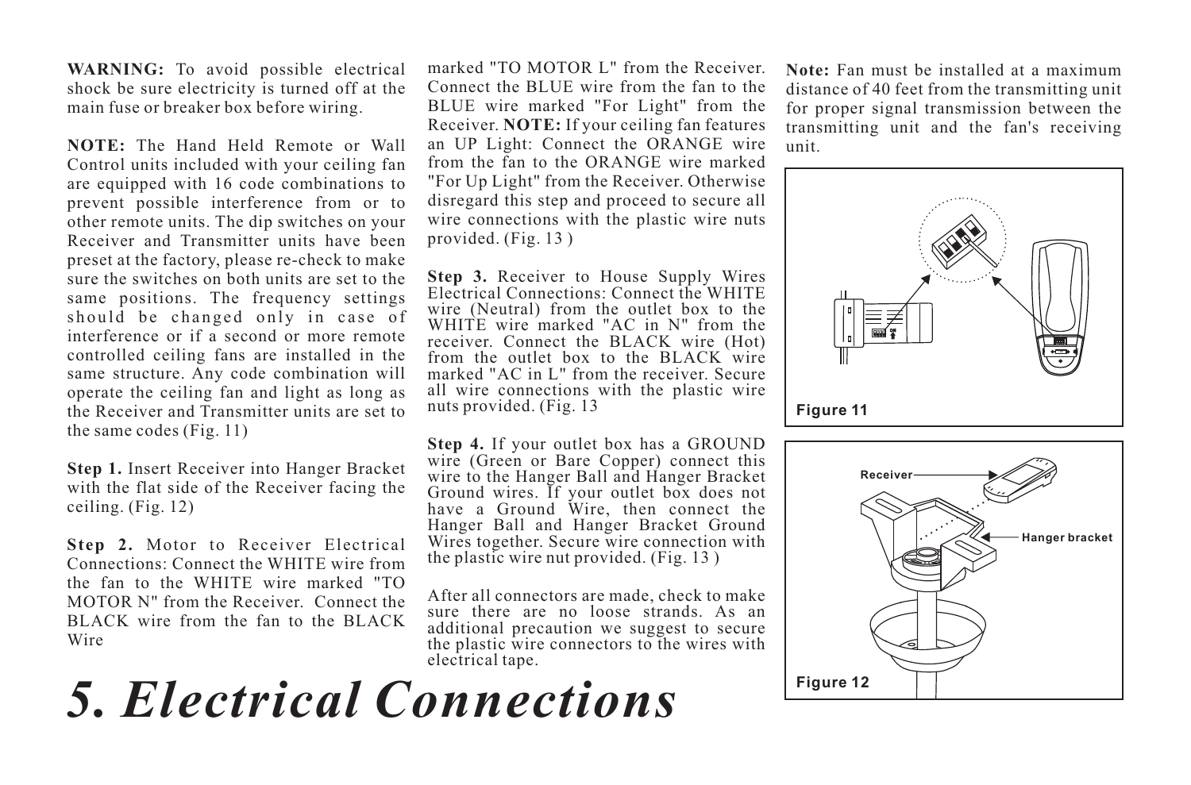# 5. Electrical Connections

**WARNING:** To avoid possible electrical shock be sure electricity is turned off at the main fuse or breaker box before wiring.

**NOTE:** The Hand Held Remote or Wall Control units included with your ceiling fan are equipped with 16 code combinations to prevent possible interference from or to other remote units. The dip switches on your Receiver and Transmitter units have been preset at the factory, please re-check to make sure the switches on both units are set to the same positions. The frequency settings should be changed only in case of interference or if a second or more remote controlled ceiling fans are installed in the same structure. Any code combination will operate the ceiling fan and light as long as the Receiver and Transmitter units are set to the same codes (Fig. 11)

**Step 1.** Insert Receiver into Hanger Bracket with the flat side of the Receiver facing the ceiling. (Fig. 12)

**Step 2.** Motor to Receiver Electrical Connections: Connect the WHITE wire from the fan to the WHITE wire marked "TO MOTOR N" from the Receiver. Connect the BLACK wire from the fan to the BLACK Wire marked "TO MOTOR L" from the Receiver. Connect the BLUE wire from the fan to the BLUE wire marked "For Light" from the Receiver. **NOTE:** If your ceiling fan features an UP Light: Connect the ORANGE wire from the fan to the ORANGE wire marked "For Up Light" from the Receiver. Otherwise disregard this step and proceed to secure all wire connections with the plastic wire nuts provided. (Fig. 13 )

**Step 3.** Receiver to House Supply Wires Electrical Connections: Connect the WHITE wire (Neutral) from the outlet box to the WHITE wire marked "AC in N" from the receiver. Connect the BLACK wire (Hot) from the outlet box to the BLACK wire marked "AC in L" from the receiver. Secure all wire connections with the plastic wire nuts provided. (Fig. 13

**Step 4.** If your outlet box has a GROUND wire (Green or Bare Copper) connect this wire to the Hanger Ball and Hanger Bracket Ground wires. If your outlet box does not have a Ground Wire, then connect the Hanger Ball and Hanger Bracket Ground Wires together. Secure wire connection with the plastic wire nut provided. (Fig. 13 )

After all connectors are made, check to make sure there are no loose strands. As an additional precaution we suggest to secure the plastic wire connectors to the wires with electrical tape.

**Note:** Fan must be installed at a maximum distance of 40 feet from the transmitting unit for proper signal transmission between the transmitting unit and the fan's receiving unit.

Figure 11

Receiver

Hanger bracket

Figure 12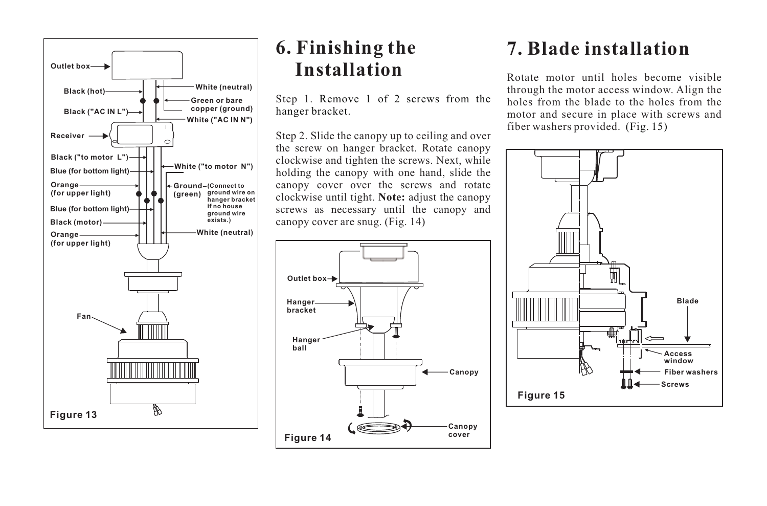Outlet box

Black (hot)

White (neutral)

Green or bare copper (ground)

Black ("AC IN L")

White ("AC IN N")

Receiver

Black ("to motor L")

Blue (for bottom light)

White ("to motor N")

Orange (for upper light)

Ground (green) – (Connect to ground wire on hanger bracket if no house ground wire exists.)

Blue (for bottom light)

Black (motor)

Orange (for upper light)

White (neutral)

Fan

Figure 13

# 6. Finishing the Installation

Step 1. Remove 1 of 2 screws from the hanger bracket.

Step 2. Slide the canopy up to ceiling and over the screw on hanger bracket. Rotate canopy clockwise and tighten the screws. Next, while holding the canopy with one hand, slide the canopy cover over the screws and rotate clockwise until tight. **Note:** adjust the canopy screws as necessary until the canopy and canopy cover are snug. (Fig. 14)

Outlet box

Hanger bracket

Hanger ball

Canopy

Canopy cover

Figure 14

# 7. Blade installation

Rotate motor until holes become visible through the motor access window. Align the holes from the blade to the holes from the motor and secure in place with screws and fiber washers provided. (Fig. 15)

Blade

Access window

Fiber washers

Screws

Figure 15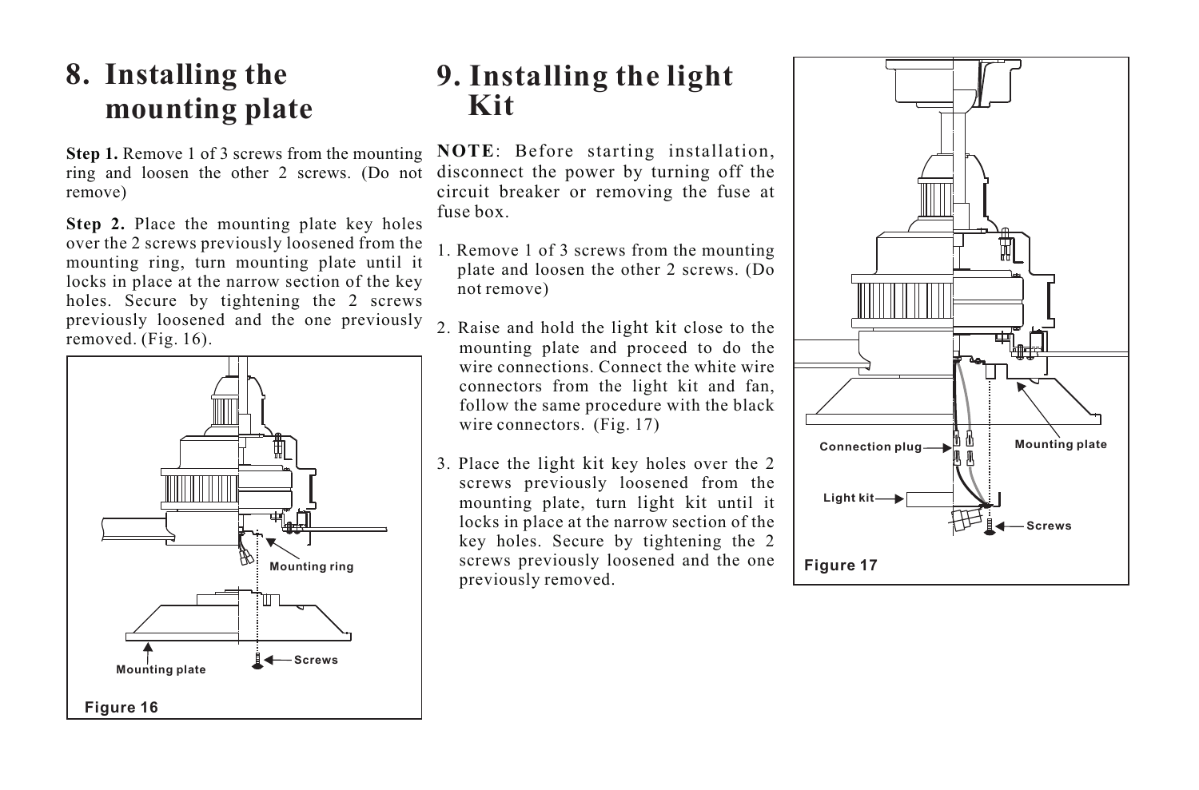# 8. Installing the mounting plate

**Step 1.** Remove 1 of 3 screws from the mounting ring and loosen the other 2 screws. (Do not remove)

**Step 2.** Place the mounting plate key holes over the 2 screws previously loosened from the mounting ring, turn mounting plate until it locks in place at the narrow section of the key holes. Secure by tightening the 2 screws previously loosened and the one previously removed. (Fig. 16).

Mounting ring

Screws

Mounting plate

Figure 16

# 9. Installing the light Kit

**NOTE**: Before starting installation, disconnect the power by turning off the circuit breaker or removing the fuse at fuse box.

1. Remove 1 of 3 screws from the mounting plate and loosen the other 2 screws. (Do not remove)

2. Raise and hold the light kit close to the mounting plate and proceed to do the wire connections. Connect the white wire connectors from the light kit and fan, follow the same procedure with the black wire connectors. (Fig. 17)

3. Place the light kit key holes over the 2 screws previously loosened from the mounting plate, turn light kit until it locks in place at the narrow section of the key holes. Secure by tightening the 2 screws previously loosened and the one previously removed.

Connection plug

Mounting plate

Light kit

Screws

Figure 17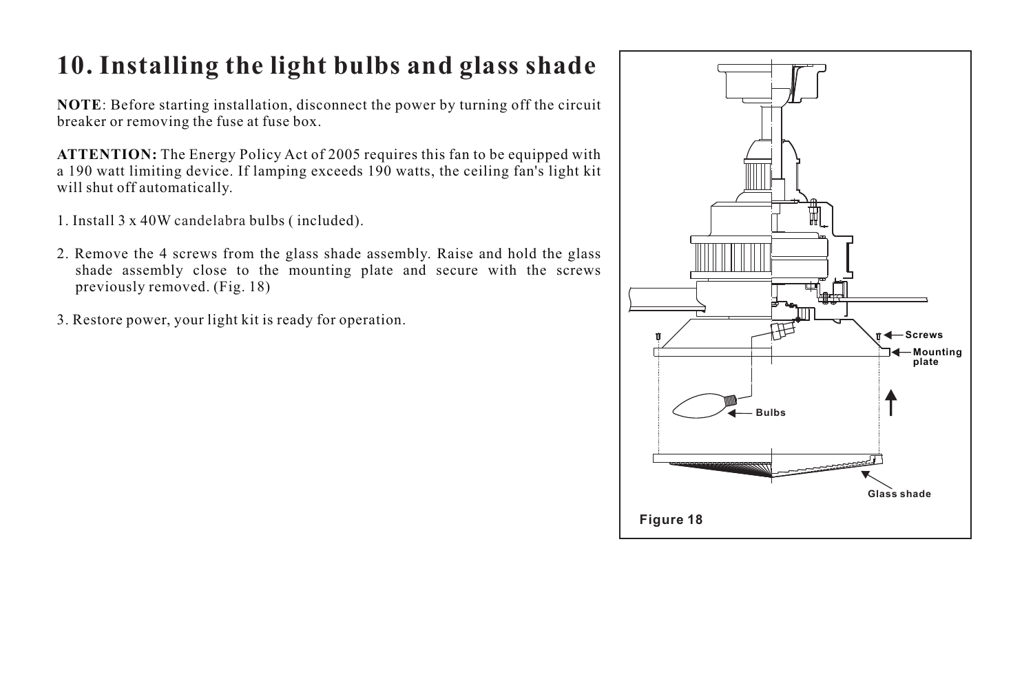# 10. Installing the light bulbs and glass shade

**NOTE**: Before starting installation, disconnect the power by turning off the circuit breaker or removing the fuse at fuse box.

**ATTENTION:** The Energy Policy Act of 2005 requires this fan to be equipped with a 190 watt limiting device. If lamping exceeds 190 watts, the ceiling fan's light kit will shut off automatically.

1. Install 3 x 40W candelabra bulbs ( included).

2. Remove the 4 screws from the glass shade assembly. Raise and hold the glass shade assembly close to the mounting plate and secure with the screws previously removed. (Fig. 18)

3. Restore power, your light kit is ready for operation.

Screws

Mounting plate

Bulbs

Glass shade

Figure 18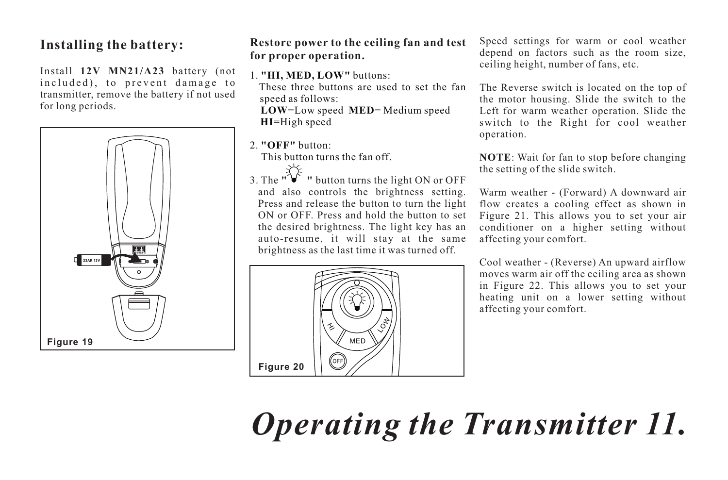## Installing the battery:

Install **12V MN21/A23** battery (not included), to prevent damage to transmitter, remove the battery if not used for long periods.

Figure 19

**Restore power to the ceiling fan and test for proper operation.**

1. **"HI, MED, LOW"** buttons:
   These three buttons are used to set the fan speed as follows:
   **LOW**=Low speed **MED**= Medium speed
   **HI**=High speed

2. **"OFF"** button:
   This button turns the fan off.

3. The **" "** button turns the light ON or OFF and also controls the brightness setting. Press and release the button to turn the light ON or OFF. Press and hold the button to set the desired brightness. The light key has an auto-resume, it will stay at the same brightness as the last time it was turned off.

Figure 20

Speed settings for warm or cool weather depend on factors such as the room size, ceiling height, number of fans, etc.

The Reverse switch is located on the top of the motor housing. Slide the switch to the Left for warm weather operation. Slide the switch to the Right for cool weather operation.

**NOTE**: Wait for fan to stop before changing the setting of the slide switch.

Warm weather - (Forward) A downward air flow creates a cooling effect as shown in Figure 21. This allows you to set your air conditioner on a higher setting without affecting your comfort.

Cool weather - (Reverse) An upward airflow moves warm air off the ceiling area as shown in Figure 22. This allows you to set your heating unit on a lower setting without affecting your comfort.

# *Operating the Transmitter*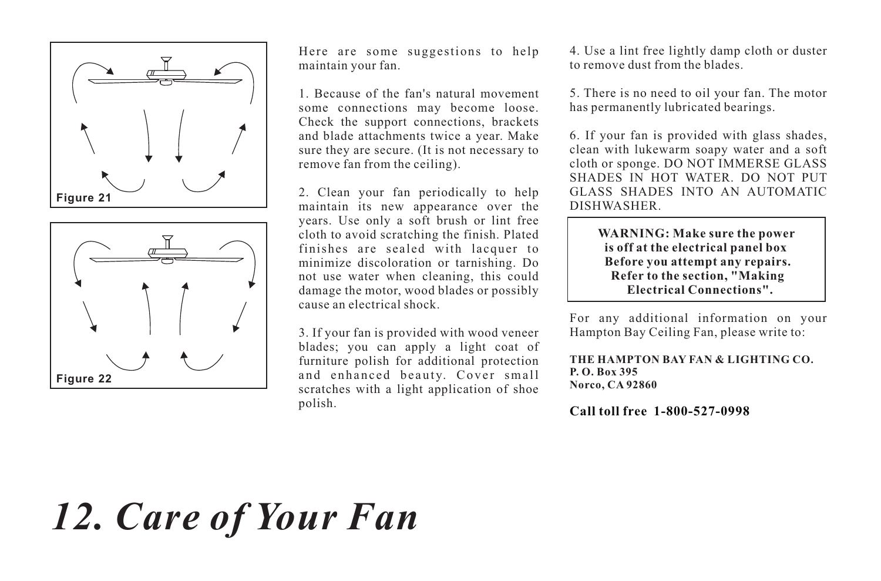Figure 21

Figure 22

# 12. Care of Your Fan

Here are some suggestions to help maintain your fan.

1. Because of the fan's natural movement some connections may become loose. Check the support connections, brackets and blade attachments twice a year. Make sure they are secure. (It is not necessary to remove fan from the ceiling).

2. Clean your fan periodically to help maintain its new appearance over the years. Use only a soft brush or lint free cloth to avoid scratching the finish. Plated finishes are sealed with lacquer to minimize discoloration or tarnishing. Do not use water when cleaning, this could damage the motor, wood blades or possibly cause an electrical shock.

3. If your fan is provided with wood veneer blades; you can apply a light coat of furniture polish for additional protection and enhanced beauty. Cover small scratches with a light application of shoe polish.

4. Use a lint free lightly damp cloth or duster to remove dust from the blades.

5. There is no need to oil your fan. The motor has permanently lubricated bearings.

6. If your fan is provided with glass shades, clean with lukewarm soapy water and a soft cloth or sponge. DO NOT IMMERSE GLASS SHADES IN HOT WATER. DO NOT PUT GLASS SHADES INTO AN AUTOMATIC DISHWASHER.

**WARNING: Make sure the power is off at the electrical panel box Before you attempt any repairs. Refer to the section, "Making Electrical Connections".**

For any additional information on your Hampton Bay Ceiling Fan, please write to:

**THE HAMPTON BAY FAN & LIGHTING CO.**
**P. O. Box 395**
**Norco, CA 92860**

**Call toll free 1-800-527-0998**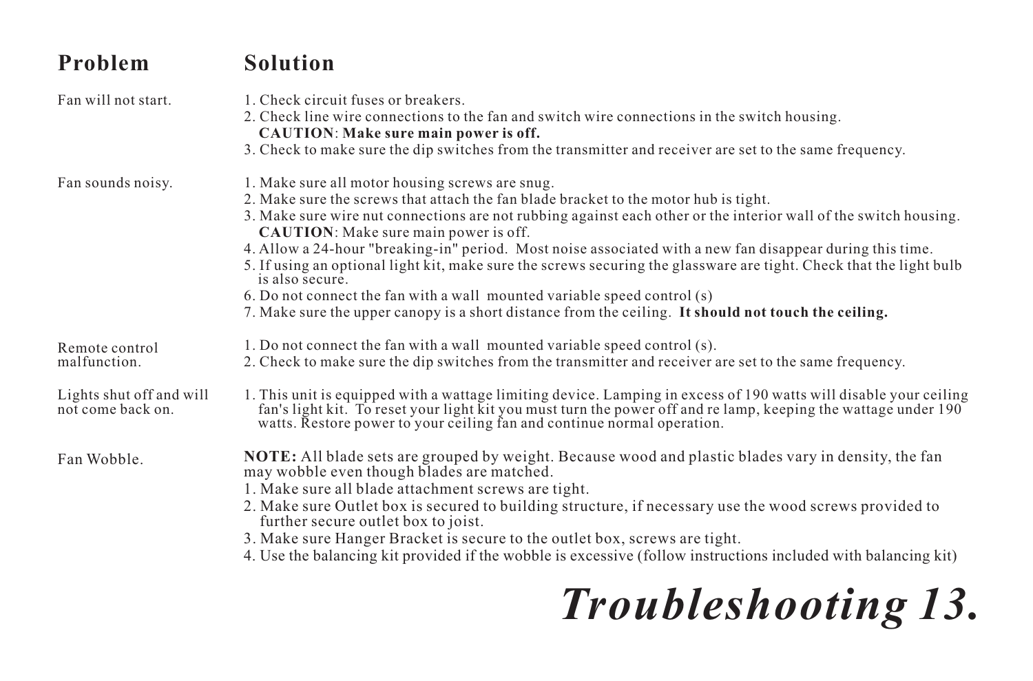# Troubleshooting

| Problem | Solution |
|---|---|
| Fan will not start. | 1. Check circuit fuses or breakers.<br>2. Check line wire connections to the fan and switch wire connections in the switch housing.<br>**CAUTION**: **Make sure main power is off.**<br>3. Check to make sure the dip switches from the transmitter and receiver are set to the same frequency. |
| Fan sounds noisy. | 1. Make sure all motor housing screws are snug.<br>2. Make sure the screws that attach the fan blade bracket to the motor hub is tight.<br>3. Make sure wire nut connections are not rubbing against each other or the interior wall of the switch housing.<br>**CAUTION**: Make sure main power is off.<br>4. Allow a 24-hour "breaking-in" period. Most noise associated with a new fan disappear during this time.<br>5. If using an optional light kit, make sure the screws securing the glassware are tight. Check that the light bulb is also secure.<br>6. Do not connect the fan with a wall mounted variable speed control (s)<br>7. Make sure the upper canopy is a short distance from the ceiling. **It should not touch the ceiling.** |
| Remote control malfunction. | 1. Do not connect the fan with a wall mounted variable speed control (s).<br>2. Check to make sure the dip switches from the transmitter and receiver are set to the same frequency. |
| Lights shut off and will not come back on. | 1. This unit is equipped with a wattage limiting device. Lamping in excess of 190 watts will disable your ceiling fan's light kit. To reset your light kit you must turn the power off and re lamp, keeping the wattage under 190 watts. Restore power to your ceiling fan and continue normal operation. |
| Fan Wobble. | **NOTE:** All blade sets are grouped by weight. Because wood and plastic blades vary in density, the fan may wobble even though blades are matched.<br>1. Make sure all blade attachment screws are tight.<br>2. Make sure Outlet box is secured to building structure, if necessary use the wood screws provided to further secure outlet box to joist.<br>3. Make sure Hanger Bracket is secure to the outlet box, screws are tight.<br>4. Use the balancing kit provided if the wobble is excessive (follow instructions included with balancing kit) |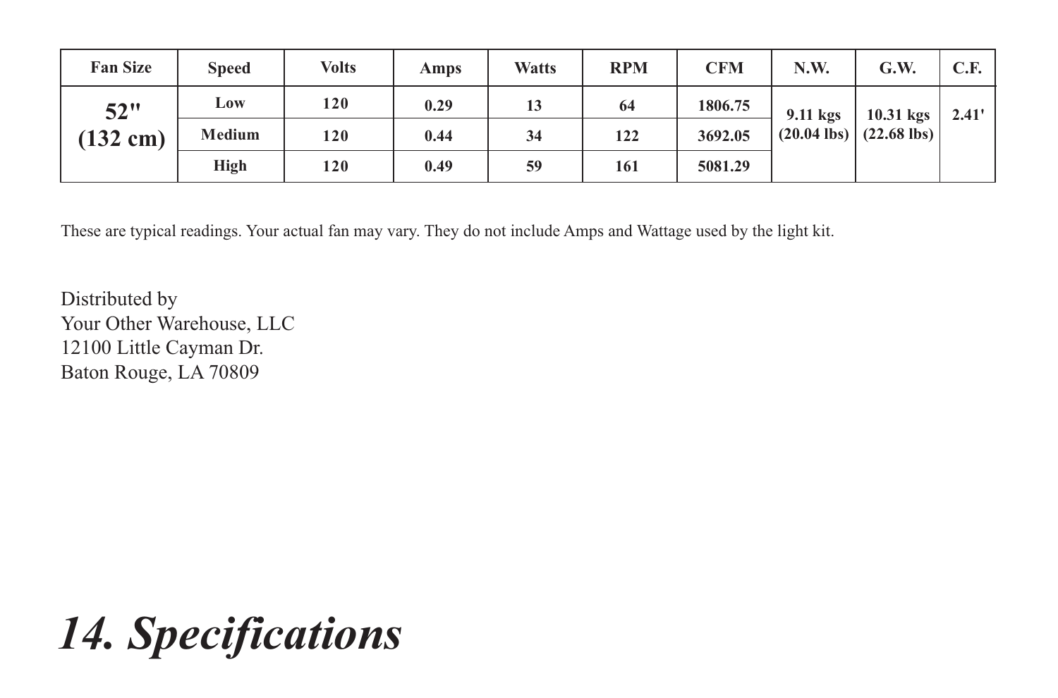| Fan Size | Speed | Volts | Amps | Watts | RPM | CFM | N.W. | G.W. | C.F. |
|---|---|---|---|---|---|---|---|---|---|
| 52" (132 cm) | Low | 120 | 0.29 | 13 | 64 | 1806.75 | 9.11 kgs (20.04 lbs) | 10.31 kgs (22.68 lbs) | 2.41' |
| | Medium | 120 | 0.44 | 34 | 122 | 3692.05 | | | |
| | High | 120 | 0.49 | 59 | 161 | 5081.29 | | | |

These are typical readings. Your actual fan may vary. They do not include Amps and Wattage used by the light kit.

Distributed by
Your Other Warehouse, LLC
12100 Little Cayman Dr.
Baton Rouge, LA 70809

# *14. Specifications*